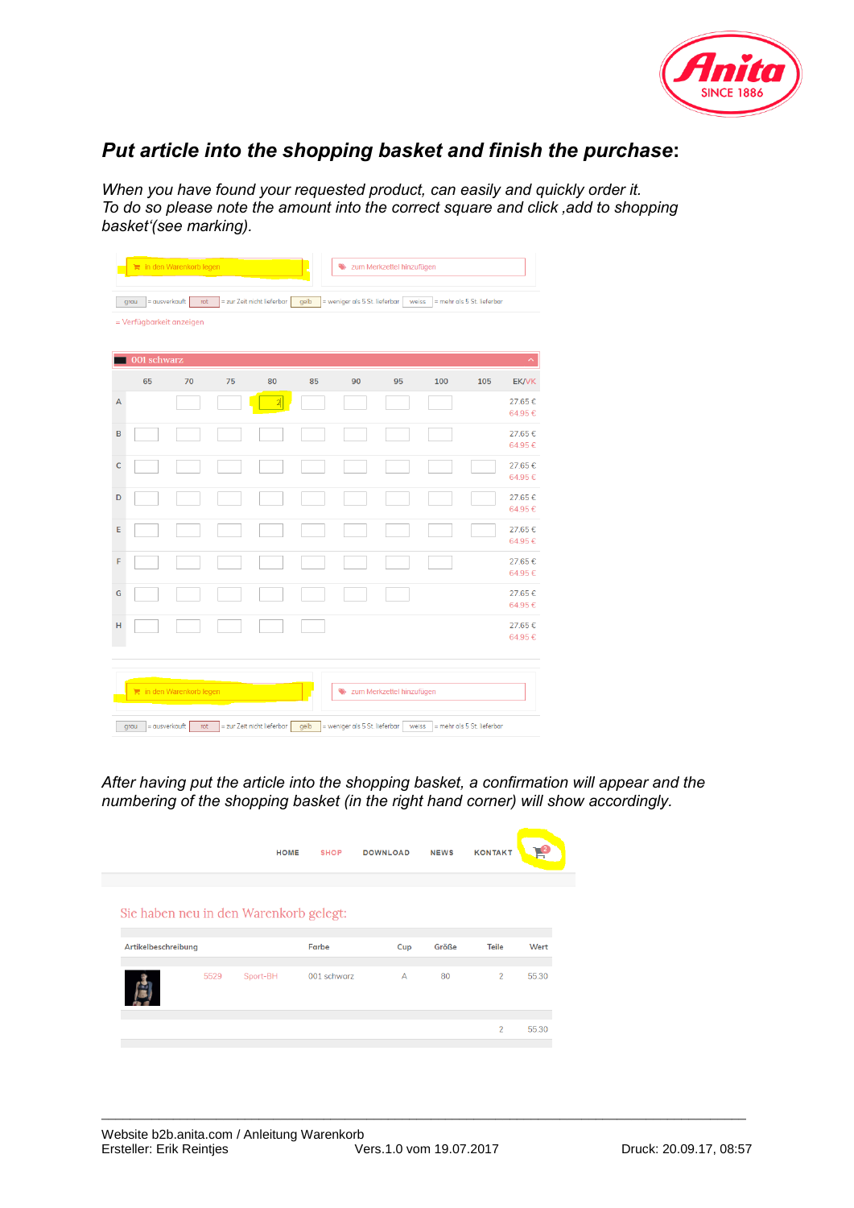## *Put article into the shopping basket and finish the purchase*:

*When you have found your requested product, can easily and quickly order it. To do so please note the amount into the correct square and click ‚add to shopping basket'(see marking).*

In den Warenkorb legen | zum Merkzettel hinzufügen

grau = ausverkauft | rot = zur Zeit nicht lieferbar | gelb = weniger als 5 St. lieferbar | weiss = mehr als 5 St. lieferbar

= Verfügbarkeit anzeigen

001 schwarz

| | 65 | 70 | 75 | 80 | 85 | 90 | 95 | 100 | 105 | EK/VK |
|---|---|---|---|---|---|---|---|---|---|---|
| A | | | | 2 | | | | | | 27.65 € 64.95 € |
| B | | | | | | | | | | 27.65 € 64.95 € |
| C | | | | | | | | | | 27.65 € 64.95 € |
| D | | | | | | | | | | 27.65 € 64.95 € |
| E | | | | | | | | | | 27.65 € 64.95 € |
| F | | | | | | | | | | 27.65 € 64.95 € |
| G | | | | | | | | | | 27.65 € 64.95 € |
| H | | | | | | | | | | 27.65 € 64.95 € |

In den Warenkorb legen | zum Merkzettel hinzufügen

grau = ausverkauft | rot = zur Zeit nicht lieferbar | gelb = weniger als 5 St. lieferbar | weiss = mehr als 5 St. lieferbar

*After having put the article into the shopping basket, a confirmation will appear and the numbering of the shopping basket (in the right hand corner) will show accordingly.*

HOME SHOP DOWNLOAD NEWS KONTAKT

Sie haben neu in den Warenkorb gelegt:

| Artikelbeschreibung | | | Farbe | Cup | Größe | Teile | Wert |
|---|---|---|---|---|---|---|---|
| | 5529 | Sport-BH | 001 schwarz | A | 80 | 2 | 55.30 |
| | | | | | | 2 | 55.30 |

Website b2b.anita.com / Anleitung Warenkorb
Ersteller: Erik Reintjes Vers.1.0 vom 19.07.2017 Druck: 20.09.17, 08:57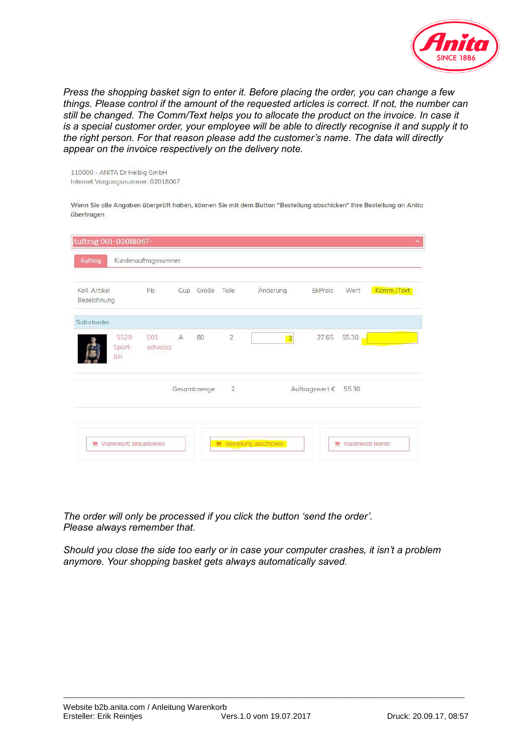*Press the shopping basket sign to enter it. Before placing the order, you can change a few things. Please control if the amount of the requested articles is correct. If not, the number can still be changed. The Comm/Text helps you to allocate the product on the invoice. In case it is a special customer order, your employee will be able to directly recognise it and supply it to the right person. For that reason please add the customer's name. The data will directly appear on the invoice respectively on the delivery note.*

110000 - ANITA Dr.Helbig GmbH
Internet Vorgangsnummer: 02018067

Wenn Sie alle Angaben überprüft haben, können Sie mit dem Button "Bestellung abschicken" Ihre Bestellung an Anita übertragen

Auftrag 001-02018067-

Auftrag | Kundenauftragsnummer

| Koll. Artikel Bezeichnung | Fb. | Cup | Größe | Teile | Änderung | EkPreis | Wert | Komm./Text |
|---|---|---|---|---|---|---|---|---|
| Sofortorder | | | | | | | | |
| 5529 Sport-BH | 001 schwarz | A | 80 | 2 | 2 | 27.65 | 55.30 | |
| | Gesamtmenge | | | 2 | Auftragswert € | | 55.30 | |

Warenkorb aktualisieren | Bestellung abschicken | Warenkorb leeren

*The order will only be processed if you click the button 'send the order'.*
*Please always remember that.*

*Should you close the side too early or in case your computer crashes, it isn't a problem anymore. Your shopping basket gets always automatically saved.*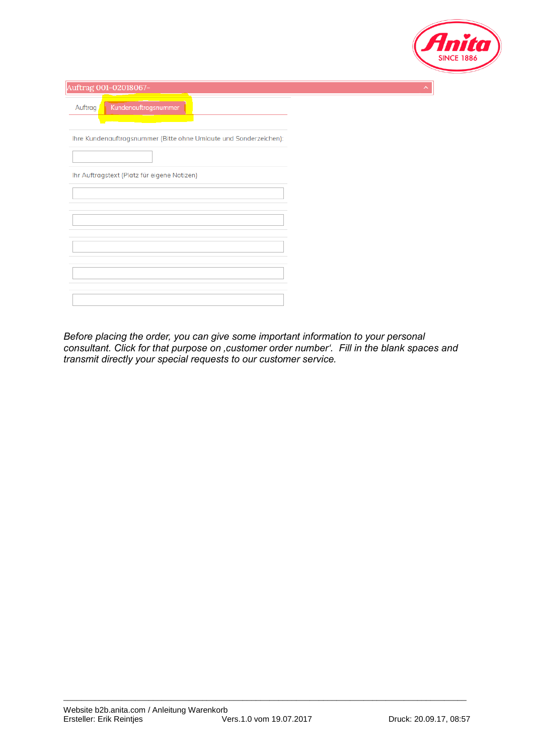Auftrag 001-02018067-

Auftrag | Kundenauftragsnummer

Ihre Kundenauftragsnummer (Bitte ohne Umlaute und Sonderzeichen):

Ihr Auftragstext (Platz für eigene Notizen)

*Before placing the order, you can give some important information to your personal consultant. Click for that purpose on ‚customer order number‘. Fill in the blank spaces and transmit directly your special requests to our customer service.*